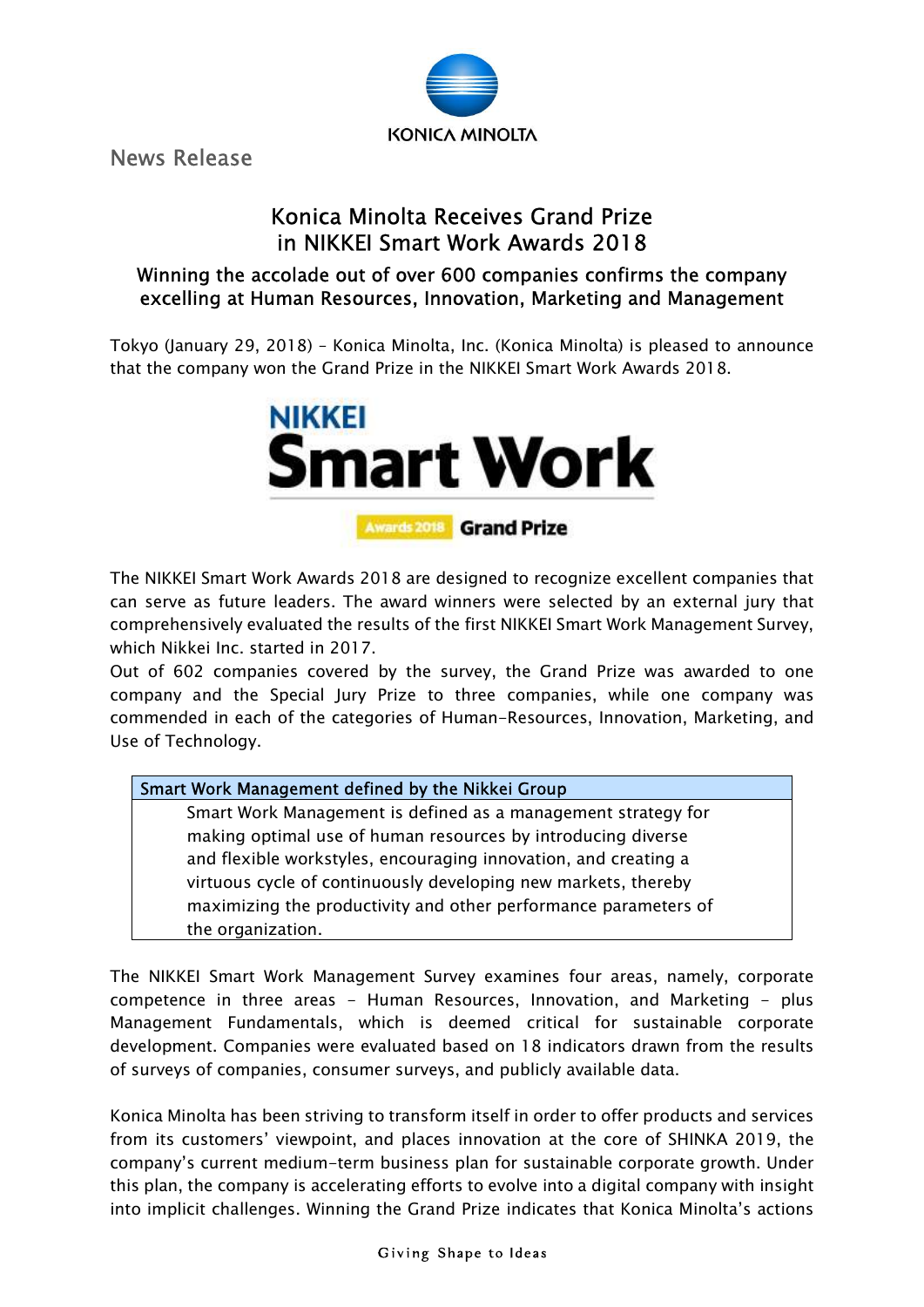News Release

# Konica Minolta Receives Grand Prize in NIKKEI Smart Work Awards 2018

## Winning the accolade out of over 600 companies confirms the company excelling at Human Resources, Innovation, Marketing and Management

Tokyo (January 29, 2018) – Konica Minolta, Inc. (Konica Minolta) is pleased to announce that the company won the Grand Prize in the NIKKEI Smart Work Awards 2018.

The NIKKEI Smart Work Awards 2018 are designed to recognize excellent companies that can serve as future leaders. The award winners were selected by an external jury that comprehensively evaluated the results of the first NIKKEI Smart Work Management Survey, which Nikkei Inc. started in 2017.

Out of 602 companies covered by the survey, the Grand Prize was awarded to one company and the Special Jury Prize to three companies, while one company was commended in each of the categories of Human-Resources, Innovation, Marketing, and Use of Technology.

| Smart Work Management defined by the Nikkei Group |
| --- |
| Smart Work Management is defined as a management strategy for making optimal use of human resources by introducing diverse and flexible workstyles, encouraging innovation, and creating a virtuous cycle of continuously developing new markets, thereby maximizing the productivity and other performance parameters of the organization. |

The NIKKEI Smart Work Management Survey examines four areas, namely, corporate competence in three areas – Human Resources, Innovation, and Marketing – plus Management Fundamentals, which is deemed critical for sustainable corporate development. Companies were evaluated based on 18 indicators drawn from the results of surveys of companies, consumer surveys, and publicly available data.

Konica Minolta has been striving to transform itself in order to offer products and services from its customers' viewpoint, and places innovation at the core of SHINKA 2019, the company's current medium-term business plan for sustainable corporate growth. Under this plan, the company is accelerating efforts to evolve into a digital company with insight into implicit challenges. Winning the Grand Prize indicates that Konica Minolta's actions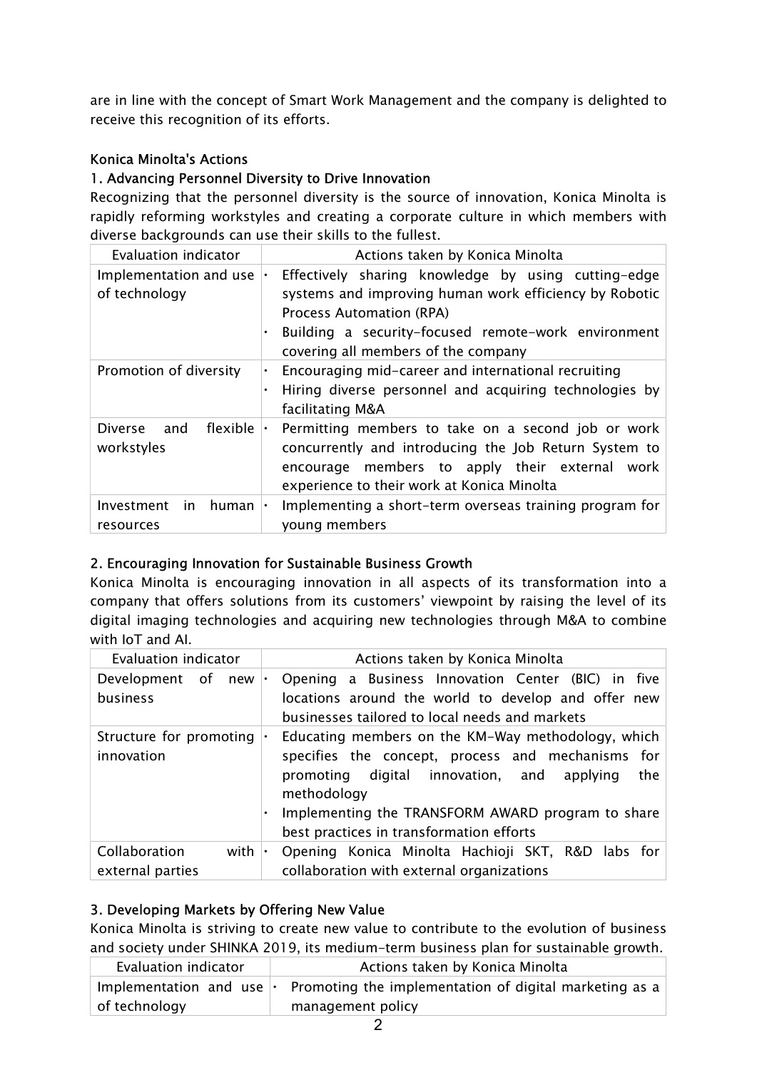are in line with the concept of Smart Work Management and the company is delighted to receive this recognition of its efforts.

### Konica Minolta's Actions

#### 1. Advancing Personnel Diversity to Drive Innovation

Recognizing that the personnel diversity is the source of innovation, Konica Minolta is rapidly reforming workstyles and creating a corporate culture in which members with diverse backgrounds can use their skills to the fullest.

| Evaluation indicator | Actions taken by Konica Minolta |
|---|---|
| Implementation and use of technology | • Effectively sharing knowledge by using cutting-edge systems and improving human work efficiency by Robotic Process Automation (RPA)<br>• Building a security-focused remote-work environment covering all members of the company |
| Promotion of diversity | • Encouraging mid-career and international recruiting<br>• Hiring diverse personnel and acquiring technologies by facilitating M&A |
| Diverse and flexible workstyles | • Permitting members to take on a second job or work concurrently and introducing the Job Return System to encourage members to apply their external work experience to their work at Konica Minolta |
| Investment in human resources | • Implementing a short-term overseas training program for young members |

#### 2. Encouraging Innovation for Sustainable Business Growth

Konica Minolta is encouraging innovation in all aspects of its transformation into a company that offers solutions from its customers' viewpoint by raising the level of its digital imaging technologies and acquiring new technologies through M&A to combine with IoT and AI.

| Evaluation indicator | Actions taken by Konica Minolta |
|---|---|
| Development of new business | • Opening a Business Innovation Center (BIC) in five locations around the world to develop and offer new businesses tailored to local needs and markets |
| Structure for promoting innovation | • Educating members on the KM-Way methodology, which specifies the concept, process and mechanisms for promoting digital innovation, and applying the methodology<br>• Implementing the TRANSFORM AWARD program to share best practices in transformation efforts |
| Collaboration with external parties | • Opening Konica Minolta Hachioji SKT, R&D labs for collaboration with external organizations |

#### 3. Developing Markets by Offering New Value

Konica Minolta is striving to create new value to contribute to the evolution of business and society under SHINKA 2019, its medium-term business plan for sustainable growth.

| Evaluation indicator | Actions taken by Konica Minolta |
|---|---|
| Implementation and use of technology | • Promoting the implementation of digital marketing as a management policy |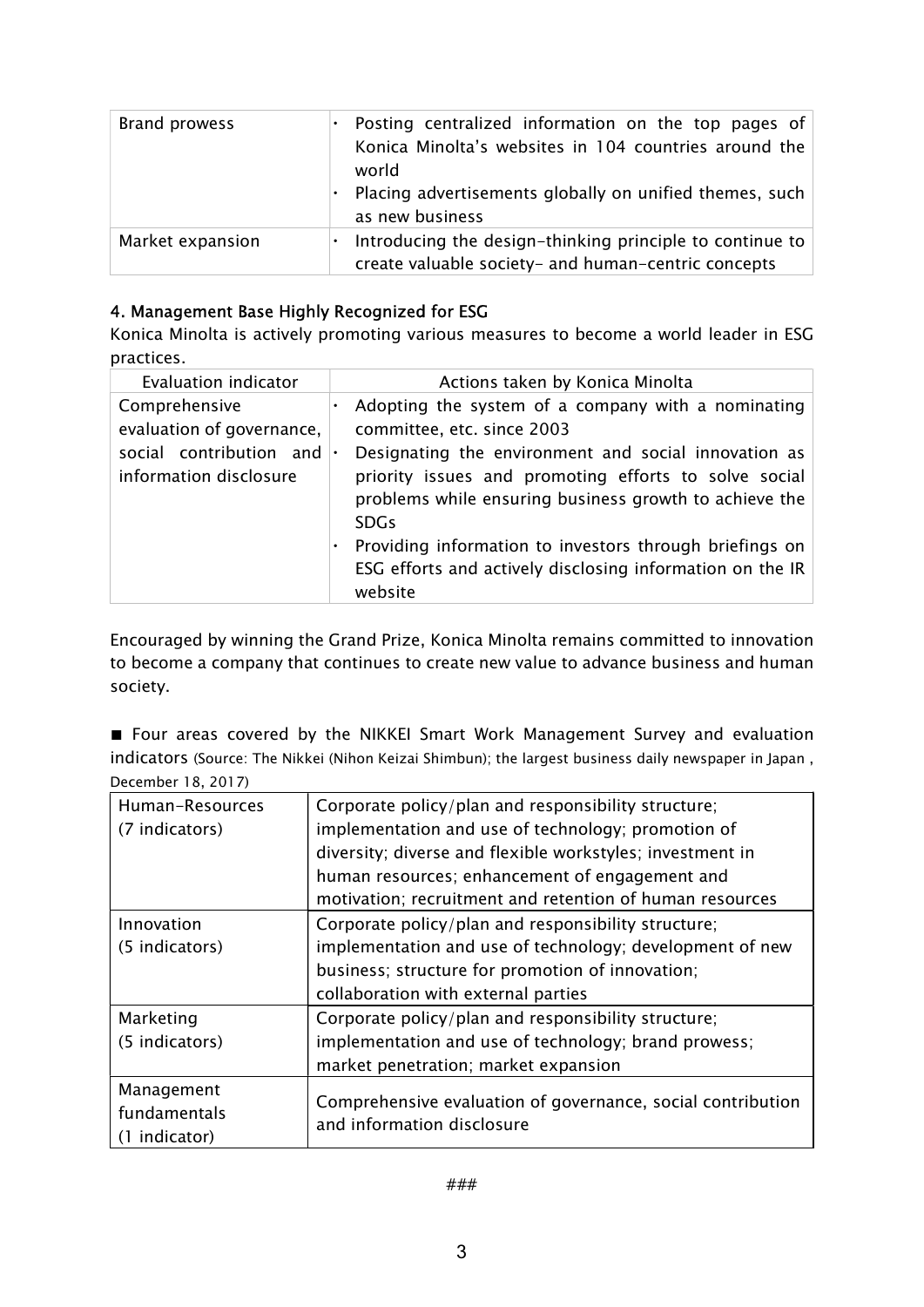| | |
|---|---|
| Brand prowess | • Posting centralized information on the top pages of Konica Minolta's websites in 104 countries around the world<br>• Placing advertisements globally on unified themes, such as new business |
| Market expansion | • Introducing the design-thinking principle to continue to create valuable society- and human-centric concepts |

### 4. Management Base Highly Recognized for ESG

Konica Minolta is actively promoting various measures to become a world leader in ESG practices.

| Evaluation indicator | Actions taken by Konica Minolta |
|---|---|
| Comprehensive evaluation of governance, social contribution and information disclosure | • Adopting the system of a company with a nominating committee, etc. since 2003<br>• Designating the environment and social innovation as priority issues and promoting efforts to solve social problems while ensuring business growth to achieve the SDGs<br>• Providing information to investors through briefings on ESG efforts and actively disclosing information on the IR website |

Encouraged by winning the Grand Prize, Konica Minolta remains committed to innovation to become a company that continues to create new value to advance business and human society.

■ Four areas covered by the NIKKEI Smart Work Management Survey and evaluation indicators (Source: The Nikkei (Nihon Keizai Shimbun); the largest business daily newspaper in Japan , December 18, 2017)

| | |
|---|---|
| Human-Resources (7 indicators) | Corporate policy/plan and responsibility structure; implementation and use of technology; promotion of diversity; diverse and flexible workstyles; investment in human resources; enhancement of engagement and motivation; recruitment and retention of human resources |
| Innovation (5 indicators) | Corporate policy/plan and responsibility structure; implementation and use of technology; development of new business; structure for promotion of innovation; collaboration with external parties |
| Marketing (5 indicators) | Corporate policy/plan and responsibility structure; implementation and use of technology; brand prowess; market penetration; market expansion |
| Management fundamentals (1 indicator) | Comprehensive evaluation of governance, social contribution and information disclosure |

###